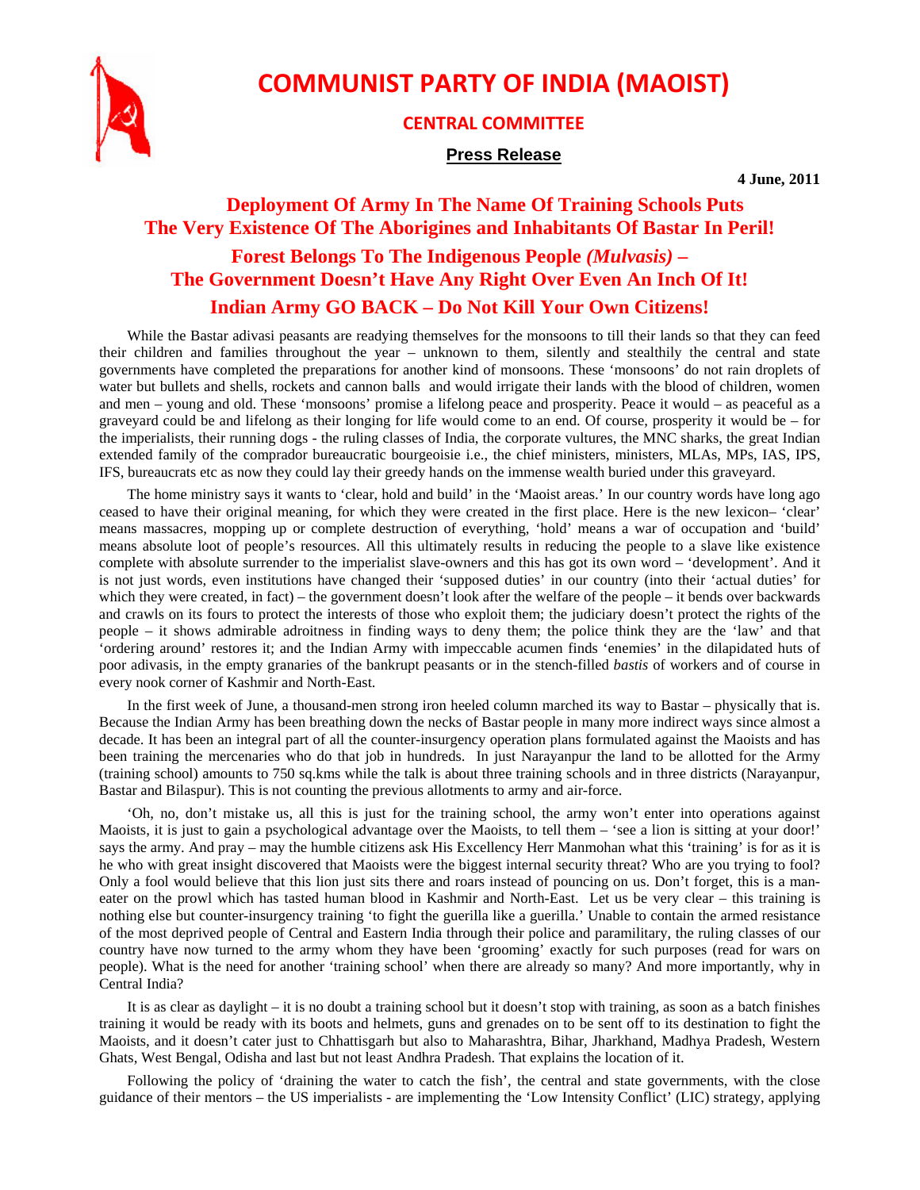# COMMUNIST PARTY OF INDIA (MAOIST)

## CENTRAL COMMITTEE

**Press Release**

**4 June, 2011**

## Deployment Of Army In The Name Of Training Schools Puts The Very Existence Of The Aborigines and Inhabitants Of Bastar In Peril!

## Forest Belongs To The Indigenous People *(Mulvasis)* – The Government Doesn't Have Any Right Over Even An Inch Of It!

## Indian Army GO BACK – Do Not Kill Your Own Citizens!

While the Bastar adivasi peasants are readying themselves for the monsoons to till their lands so that they can feed their children and families throughout the year – unknown to them, silently and stealthily the central and state governments have completed the preparations for another kind of monsoons. These 'monsoons' do not rain droplets of water but bullets and shells, rockets and cannon balls and would irrigate their lands with the blood of children, women and men – young and old. These 'monsoons' promise a lifelong peace and prosperity. Peace it would – as peaceful as a graveyard could be and lifelong as their longing for life would come to an end. Of course, prosperity it would be – for the imperialists, their running dogs - the ruling classes of India, the corporate vultures, the MNC sharks, the great Indian extended family of the comprador bureaucratic bourgeoisie i.e., the chief ministers, ministers, MLAs, MPs, IAS, IPS, IFS, bureaucrats etc as now they could lay their greedy hands on the immense wealth buried under this graveyard.

The home ministry says it wants to 'clear, hold and build' in the 'Maoist areas.' In our country words have long ago ceased to have their original meaning, for which they were created in the first place. Here is the new lexicon– 'clear' means massacres, mopping up or complete destruction of everything, 'hold' means a war of occupation and 'build' means absolute loot of people's resources. All this ultimately results in reducing the people to a slave like existence complete with absolute surrender to the imperialist slave-owners and this has got its own word – 'development'. And it is not just words, even institutions have changed their 'supposed duties' in our country (into their 'actual duties' for which they were created, in fact) – the government doesn't look after the welfare of the people – it bends over backwards and crawls on its fours to protect the interests of those who exploit them; the judiciary doesn't protect the rights of the people – it shows admirable adroitness in finding ways to deny them; the police think they are the 'law' and that 'ordering around' restores it; and the Indian Army with impeccable acumen finds 'enemies' in the dilapidated huts of poor adivasis, in the empty granaries of the bankrupt peasants or in the stench-filled *bastis* of workers and of course in every nook corner of Kashmir and North-East.

In the first week of June, a thousand-men strong iron heeled column marched its way to Bastar – physically that is. Because the Indian Army has been breathing down the necks of Bastar people in many more indirect ways since almost a decade. It has been an integral part of all the counter-insurgency operation plans formulated against the Maoists and has been training the mercenaries who do that job in hundreds. In just Narayanpur the land to be allotted for the Army (training school) amounts to 750 sq.kms while the talk is about three training schools and in three districts (Narayanpur, Bastar and Bilaspur). This is not counting the previous allotments to army and air-force.

'Oh, no, don't mistake us, all this is just for the training school, the army won't enter into operations against Maoists, it is just to gain a psychological advantage over the Maoists, to tell them – 'see a lion is sitting at your door!' says the army. And pray – may the humble citizens ask His Excellency Herr Manmohan what this 'training' is for as it is he who with great insight discovered that Maoists were the biggest internal security threat? Who are you trying to fool? Only a fool would believe that this lion just sits there and roars instead of pouncing on us. Don't forget, this is a man-eater on the prowl which has tasted human blood in Kashmir and North-East. Let us be very clear – this training is nothing else but counter-insurgency training 'to fight the guerilla like a guerilla.' Unable to contain the armed resistance of the most deprived people of Central and Eastern India through their police and paramilitary, the ruling classes of our country have now turned to the army whom they have been 'grooming' exactly for such purposes (read for wars on people). What is the need for another 'training school' when there are already so many? And more importantly, why in Central India?

It is as clear as daylight – it is no doubt a training school but it doesn't stop with training, as soon as a batch finishes training it would be ready with its boots and helmets, guns and grenades on to be sent off to its destination to fight the Maoists, and it doesn't cater just to Chhattisgarh but also to Maharashtra, Bihar, Jharkhand, Madhya Pradesh, Western Ghats, West Bengal, Odisha and last but not least Andhra Pradesh. That explains the location of it.

Following the policy of 'draining the water to catch the fish', the central and state governments, with the close guidance of their mentors – the US imperialists - are implementing the 'Low Intensity Conflict' (LIC) strategy, applying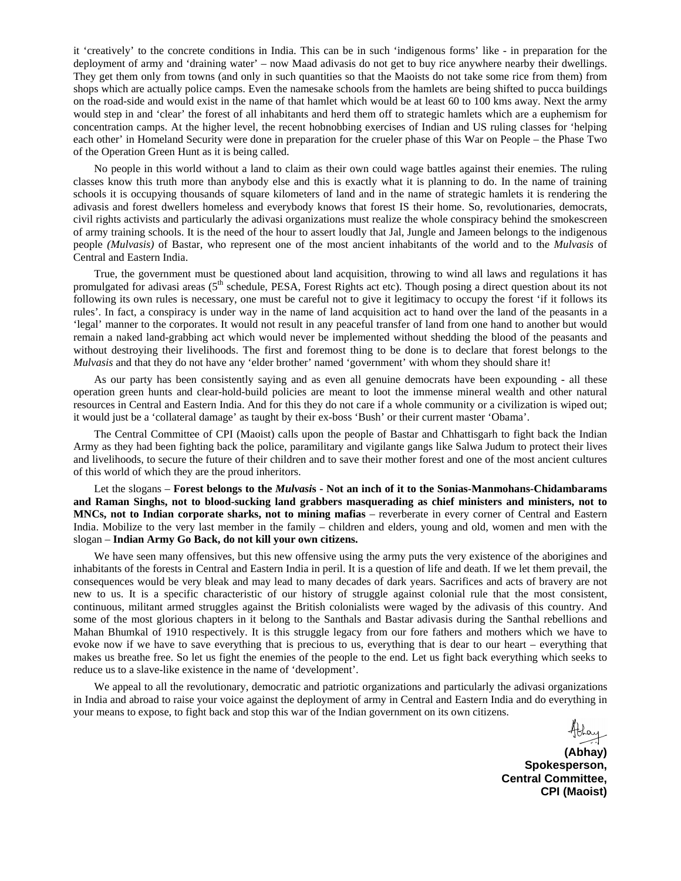it 'creatively' to the concrete conditions in India. This can be in such 'indigenous forms' like - in preparation for the deployment of army and 'draining water' – now Maad adivasis do not get to buy rice anywhere nearby their dwellings. They get them only from towns (and only in such quantities so that the Maoists do not take some rice from them) from shops which are actually police camps. Even the namesake schools from the hamlets are being shifted to pucca buildings on the road-side and would exist in the name of that hamlet which would be at least 60 to 100 kms away. Next the army would step in and 'clear' the forest of all inhabitants and herd them off to strategic hamlets which are a euphemism for concentration camps. At the higher level, the recent hobnobbing exercises of Indian and US ruling classes for 'helping each other' in Homeland Security were done in preparation for the crueler phase of this War on People – the Phase Two of the Operation Green Hunt as it is being called.

No people in this world without a land to claim as their own could wage battles against their enemies. The ruling classes know this truth more than anybody else and this is exactly what it is planning to do. In the name of training schools it is occupying thousands of square kilometers of land and in the name of strategic hamlets it is rendering the adivasis and forest dwellers homeless and everybody knows that forest IS their home. So, revolutionaries, democrats, civil rights activists and particularly the adivasi organizations must realize the whole conspiracy behind the smokescreen of army training schools. It is the need of the hour to assert loudly that Jal, Jungle and Jameen belongs to the indigenous people *(Mulvasis)* of Bastar, who represent one of the most ancient inhabitants of the world and to the *Mulvasis* of Central and Eastern India.

True, the government must be questioned about land acquisition, throwing to wind all laws and regulations it has promulgated for adivasi areas (5th schedule, PESA, Forest Rights act etc). Though posing a direct question about its not following its own rules is necessary, one must be careful not to give it legitimacy to occupy the forest 'if it follows its rules'. In fact, a conspiracy is under way in the name of land acquisition act to hand over the land of the peasants in a 'legal' manner to the corporates. It would not result in any peaceful transfer of land from one hand to another but would remain a naked land-grabbing act which would never be implemented without shedding the blood of the peasants and without destroying their livelihoods. The first and foremost thing to be done is to declare that forest belongs to the *Mulvasis* and that they do not have any 'elder brother' named 'government' with whom they should share it!

As our party has been consistently saying and as even all genuine democrats have been expounding - all these operation green hunts and clear-hold-build policies are meant to loot the immense mineral wealth and other natural resources in Central and Eastern India. And for this they do not care if a whole community or a civilization is wiped out; it would just be a 'collateral damage' as taught by their ex-boss 'Bush' or their current master 'Obama'.

The Central Committee of CPI (Maoist) calls upon the people of Bastar and Chhattisgarh to fight back the Indian Army as they had been fighting back the police, paramilitary and vigilante gangs like Salwa Judum to protect their lives and livelihoods, to secure the future of their children and to save their mother forest and one of the most ancient cultures of this world of which they are the proud inheritors.

Let the slogans – **Forest belongs to the *Mulvasis* - Not an inch of it to the Sonias-Manmohans-Chidambarams and Raman Singhs, not to blood-sucking land grabbers masquerading as chief ministers and ministers, not to MNCs, not to Indian corporate sharks, not to mining mafias** – reverberate in every corner of Central and Eastern India. Mobilize to the very last member in the family – children and elders, young and old, women and men with the slogan – **Indian Army Go Back, do not kill your own citizens.**

We have seen many offensives, but this new offensive using the army puts the very existence of the aborigines and inhabitants of the forests in Central and Eastern India in peril. It is a question of life and death. If we let them prevail, the consequences would be very bleak and may lead to many decades of dark years. Sacrifices and acts of bravery are not new to us. It is a specific characteristic of our history of struggle against colonial rule that the most consistent, continuous, militant armed struggles against the British colonialists were waged by the adivasis of this country. And some of the most glorious chapters in it belong to the Santhals and Bastar adivasis during the Santhal rebellions and Mahan Bhumkal of 1910 respectively. It is this struggle legacy from our fore fathers and mothers which we have to evoke now if we have to save everything that is precious to us, everything that is dear to our heart – everything that makes us breathe free. So let us fight the enemies of the people to the end. Let us fight back everything which seeks to reduce us to a slave-like existence in the name of 'development'.

We appeal to all the revolutionary, democratic and patriotic organizations and particularly the adivasi organizations in India and abroad to raise your voice against the deployment of army in Central and Eastern India and do everything in your means to expose, to fight back and stop this war of the Indian government on its own citizens.

Abhay

**(Abhay)**
**Spokesperson,**
**Central Committee,**
**CPI (Maoist)**